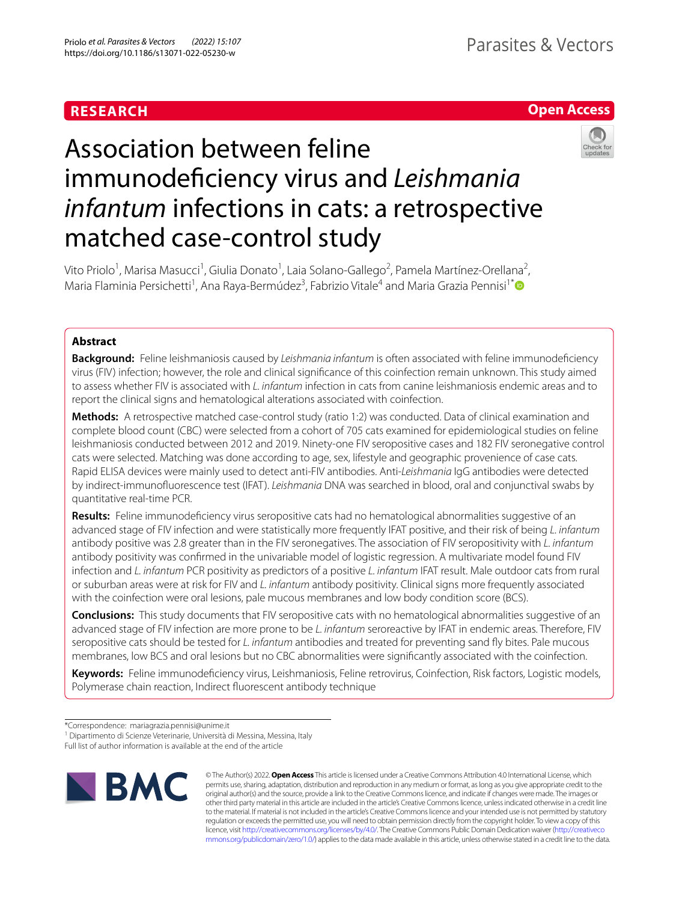RESEARCH

Open Access

# Association between feline immunodeficiency virus and *Leishmania infantum* infections in cats: a retrospective matched case-control study

Vito Priolo[1], Marisa Masucci[1], Giulia Donato[1], Laia Solano-Gallego[2], Pamela Martínez-Orellana[2], Maria Flaminia Persichetti[1], Ana Raya-Bermúdez[3], Fabrizio Vitale[4] and Maria Grazia Pennisi[1*]

## Abstract

**Background:** Feline leishmaniosis caused by *Leishmania infantum* is often associated with feline immunodeficiency virus (FIV) infection; however, the role and clinical significance of this coinfection remain unknown. This study aimed to assess whether FIV is associated with *L. infantum* infection in cats from canine leishmaniosis endemic areas and to report the clinical signs and hematological alterations associated with coinfection.

**Methods:** A retrospective matched case-control study (ratio 1:2) was conducted. Data of clinical examination and complete blood count (CBC) were selected from a cohort of 705 cats examined for epidemiological studies on feline leishmaniosis conducted between 2012 and 2019. Ninety-one FIV seropositive cases and 182 FIV seronegative control cats were selected. Matching was done according to age, sex, lifestyle and geographic provenience of case cats. Rapid ELISA devices were mainly used to detect anti-FIV antibodies. Anti-*Leishmania* IgG antibodies were detected by indirect-immunofluorescence test (IFAT). *Leishmania* DNA was searched in blood, oral and conjunctival swabs by quantitative real-time PCR.

**Results:** Feline immunodeficiency virus seropositive cats had no hematological abnormalities suggestive of an advanced stage of FIV infection and were statistically more frequently IFAT positive, and their risk of being *L. infantum* antibody positive was 2.8 greater than in the FIV seronegatives. The association of FIV seropositivity with *L. infantum* antibody positivity was confirmed in the univariable model of logistic regression. A multivariate model found FIV infection and *L. infantum* PCR positivity as predictors of a positive *L. infantum* IFAT result. Male outdoor cats from rural or suburban areas were at risk for FIV and *L. infantum* antibody positivity. Clinical signs more frequently associated with the coinfection were oral lesions, pale mucous membranes and low body condition score (BCS).

**Conclusions:** This study documents that FIV seropositive cats with no hematological abnormalities suggestive of an advanced stage of FIV infection are more prone to be *L. infantum* seroreactive by IFAT in endemic areas. Therefore, FIV seropositive cats should be tested for *L. infantum* antibodies and treated for preventing sand fly bites. Pale mucous membranes, low BCS and oral lesions but no CBC abnormalities were significantly associated with the coinfection.

**Keywords:** Feline immunodeficiency virus, Leishmaniosis, Feline retrovirus, Coinfection, Risk factors, Logistic models, Polymerase chain reaction, Indirect fluorescent antibody technique

*Correspondence: mariagrazia.pennisi@unime.it

[1] Dipartimento di Scienze Veterinarie, Università di Messina, Messina, Italy

Full list of author information is available at the end of the article

© The Author(s) 2022. **Open Access** This article is licensed under a Creative Commons Attribution 4.0 International License, which permits use, sharing, adaptation, distribution and reproduction in any medium or format, as long as you give appropriate credit to the original author(s) and the source, provide a link to the Creative Commons licence, and indicate if changes were made. The images or other third party material in this article are included in the article's Creative Commons licence, unless indicated otherwise in a credit line to the material. If material is not included in the article's Creative Commons licence and your intended use is not permitted by statutory regulation or exceeds the permitted use, you will need to obtain permission directly from the copyright holder. To view a copy of this licence, visit http://creativecommons.org/licenses/by/4.0/. The Creative Commons Public Domain Dedication waiver (http://creativecommons.org/publicdomain/zero/1.0/) applies to the data made available in this article, unless otherwise stated in a credit line to the data.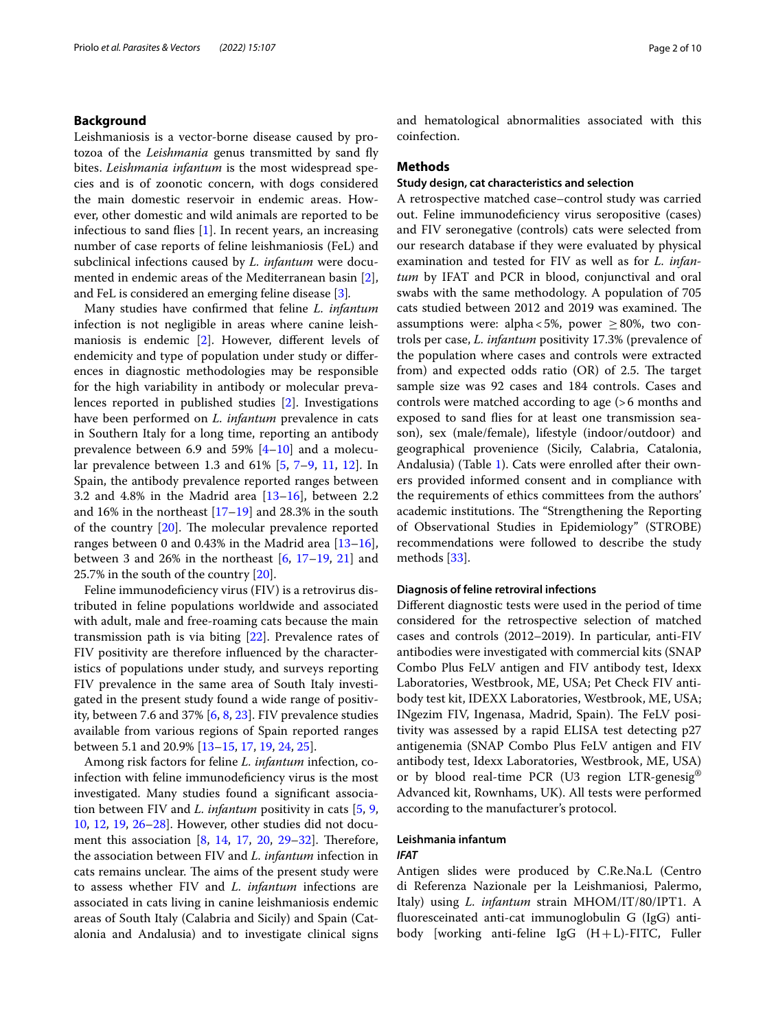## Background

Leishmaniosis is a vector-borne disease caused by protozoa of the *Leishmania* genus transmitted by sand fly bites. *Leishmania infantum* is the most widespread species and is of zoonotic concern, with dogs considered the main domestic reservoir in endemic areas. However, other domestic and wild animals are reported to be infectious to sand flies [1]. In recent years, an increasing number of case reports of feline leishmaniosis (FeL) and subclinical infections caused by *L. infantum* were documented in endemic areas of the Mediterranean basin [2], and FeL is considered an emerging feline disease [3].

Many studies have confirmed that feline *L. infantum* infection is not negligible in areas where canine leishmaniosis is endemic [2]. However, different levels of endemicity and type of population under study or differences in diagnostic methodologies may be responsible for the high variability in antibody or molecular prevalences reported in published studies [2]. Investigations have been performed on *L. infantum* prevalence in cats in Southern Italy for a long time, reporting an antibody prevalence between 6.9 and 59% [4–10] and a molecular prevalence between 1.3 and 61% [5, 7–9, 11, 12]. In Spain, the antibody prevalence reported ranges between 3.2 and 4.8% in the Madrid area [13–16], between 2.2 and 16% in the northeast [17–19] and 28.3% in the south of the country [20]. The molecular prevalence reported ranges between 0 and 0.43% in the Madrid area [13–16], between 3 and 26% in the northeast [6, 17–19, 21] and 25.7% in the south of the country [20].

Feline immunodeficiency virus (FIV) is a retrovirus distributed in feline populations worldwide and associated with adult, male and free-roaming cats because the main transmission path is via biting [22]. Prevalence rates of FIV positivity are therefore influenced by the characteristics of populations under study, and surveys reporting FIV prevalence in the same area of South Italy investigated in the present study found a wide range of positivity, between 7.6 and 37% [6, 8, 23]. FIV prevalence studies available from various regions of Spain reported ranges between 5.1 and 20.9% [13–15, 17, 19, 24, 25].

Among risk factors for feline *L. infantum* infection, co-infection with feline immunodeficiency virus is the most investigated. Many studies found a significant association between FIV and *L. infantum* positivity in cats [5, 9, 10, 12, 19, 26–28]. However, other studies did not document this association [8, 14, 17, 20, 29–32]. Therefore, the association between FIV and *L. infantum* infection in cats remains unclear. The aims of the present study were to assess whether FIV and *L. infantum* infections are associated in cats living in canine leishmaniosis endemic areas of South Italy (Calabria and Sicily) and Spain (Catalonia and Andalusia) and to investigate clinical signs and hematological abnormalities associated with this coinfection.

## Methods

### Study design, cat characteristics and selection

A retrospective matched case–control study was carried out. Feline immunodeficiency virus seropositive (cases) and FIV seronegative (controls) cats were selected from our research database if they were evaluated by physical examination and tested for FIV as well as for *L. infantum* by IFAT and PCR in blood, conjunctival and oral swabs with the same methodology. A population of 705 cats studied between 2012 and 2019 was examined. The assumptions were: alpha $< 5\%$, power $\geq 80\%$, two controls per case, *L. infantum* positivity 17.3% (prevalence of the population where cases and controls were extracted from) and expected odds ratio (OR) of 2.5. The target sample size was 92 cases and 184 controls. Cases and controls were matched according to age ($>6$ months and exposed to sand flies for at least one transmission season), sex (male/female), lifestyle (indoor/outdoor) and geographical provenience (Sicily, Calabria, Catalonia, Andalusia) (Table 1). Cats were enrolled after their owners provided informed consent and in compliance with the requirements of ethics committees from the authors' academic institutions. The "Strengthening the Reporting of Observational Studies in Epidemiology" (STROBE) recommendations were followed to describe the study methods [33].

### Diagnosis of feline retroviral infections

Different diagnostic tests were used in the period of time considered for the retrospective selection of matched cases and controls (2012–2019). In particular, anti-FIV antibodies were investigated with commercial kits (SNAP Combo Plus FeLV antigen and FIV antibody test, Idexx Laboratories, Westbrook, ME, USA; Pet Check FIV antibody test kit, IDEXX Laboratories, Westbrook, ME, USA; INgezim FIV, Ingenasa, Madrid, Spain). The FeLV positivity was assessed by a rapid ELISA test detecting p27 antigenemia (SNAP Combo Plus FeLV antigen and FIV antibody test, Idexx Laboratories, Westbrook, ME, USA) or by blood real-time PCR (U3 region LTR-genesig® Advanced kit, Rownhams, UK). All tests were performed according to the manufacturer's protocol.

### Leishmania infantum

#### *IFAT*

Antigen slides were produced by C.Re.Na.L (Centro di Referenza Nazionale per la Leishmaniosi, Palermo, Italy) using *L. infantum* strain MHOM/IT/80/IPT1. A fluoresceinated anti-cat immunoglobulin G (IgG) antibody [working anti-feline IgG (H+L)-FITC, Fuller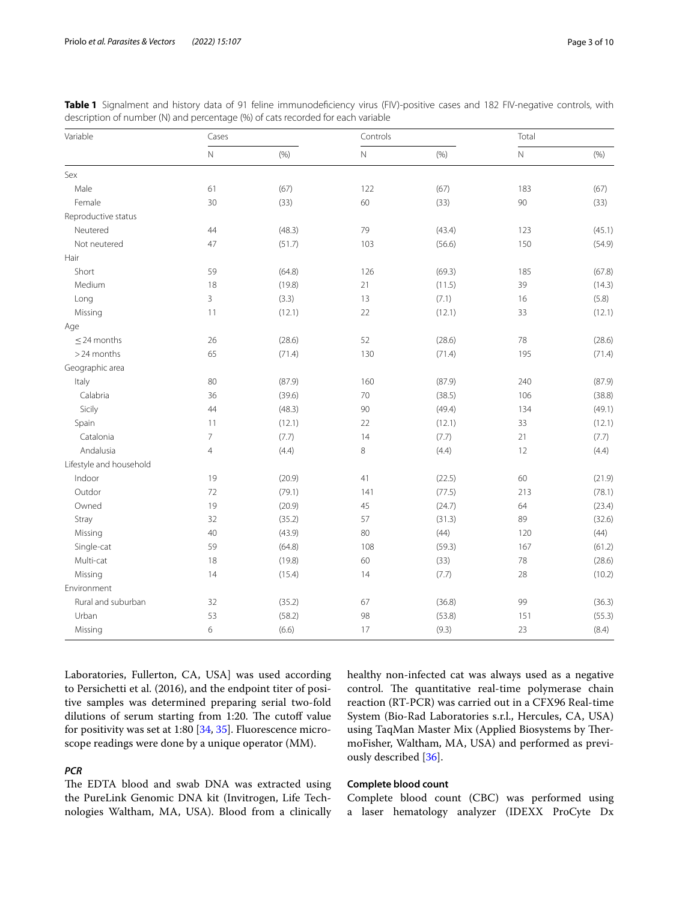**Table 1** Signalment and history data of 91 feline immunodeficiency virus (FIV)-positive cases and 182 FIV-negative controls, with description of number (N) and percentage (%) of cats recorded for each variable

| Variable | Cases | | Controls | | Total | |
|---|---|---|---|---|---|---|
| | N | (%) | N | (%) | N | (%) |
| Sex | | | | | | |
| Male | 61 | (67) | 122 | (67) | 183 | (67) |
| Female | 30 | (33) | 60 | (33) | 90 | (33) |
| Reproductive status | | | | | | |
| Neutered | 44 | (48.3) | 79 | (43.4) | 123 | (45.1) |
| Not neutered | 47 | (51.7) | 103 | (56.6) | 150 | (54.9) |
| Hair | | | | | | |
| Short | 59 | (64.8) | 126 | (69.3) | 185 | (67.8) |
| Medium | 18 | (19.8) | 21 | (11.5) | 39 | (14.3) |
| Long | 3 | (3.3) | 13 | (7.1) | 16 | (5.8) |
| Missing | 11 | (12.1) | 22 | (12.1) | 33 | (12.1) |
| Age | | | | | | |
| ≤ 24 months | 26 | (28.6) | 52 | (28.6) | 78 | (28.6) |
| > 24 months | 65 | (71.4) | 130 | (71.4) | 195 | (71.4) |
| Geographic area | | | | | | |
| Italy | 80 | (87.9) | 160 | (87.9) | 240 | (87.9) |
| Calabria | 36 | (39.6) | 70 | (38.5) | 106 | (38.8) |
| Sicily | 44 | (48.3) | 90 | (49.4) | 134 | (49.1) |
| Spain | 11 | (12.1) | 22 | (12.1) | 33 | (12.1) |
| Catalonia | 7 | (7.7) | 14 | (7.7) | 21 | (7.7) |
| Andalusia | 4 | (4.4) | 8 | (4.4) | 12 | (4.4) |
| Lifestyle and household | | | | | | |
| Indoor | 19 | (20.9) | 41 | (22.5) | 60 | (21.9) |
| Outdor | 72 | (79.1) | 141 | (77.5) | 213 | (78.1) |
| Owned | 19 | (20.9) | 45 | (24.7) | 64 | (23.4) |
| Stray | 32 | (35.2) | 57 | (31.3) | 89 | (32.6) |
| Missing | 40 | (43.9) | 80 | (44) | 120 | (44) |
| Single-cat | 59 | (64.8) | 108 | (59.3) | 167 | (61.2) |
| Multi-cat | 18 | (19.8) | 60 | (33) | 78 | (28.6) |
| Missing | 14 | (15.4) | 14 | (7.7) | 28 | (10.2) |
| Environment | | | | | | |
| Rural and suburban | 32 | (35.2) | 67 | (36.8) | 99 | (36.3) |
| Urban | 53 | (58.2) | 98 | (53.8) | 151 | (55.3) |
| Missing | 6 | (6.6) | 17 | (9.3) | 23 | (8.4) |

Laboratories, Fullerton, CA, USA] was used according to Persichetti et al. (2016), and the endpoint titer of positive samples was determined preparing serial two-fold dilutions of serum starting from 1:20. The cutoff value for positivity was set at 1:80 [34, 35]. Fluorescence microscope readings were done by a unique operator (MM).

### *PCR*

The EDTA blood and swab DNA was extracted using the PureLink Genomic DNA kit (Invitrogen, Life Technologies Waltham, MA, USA). Blood from a clinically healthy non-infected cat was always used as a negative control. The quantitative real-time polymerase chain reaction (RT-PCR) was carried out in a CFX96 Real-time System (Bio-Rad Laboratories s.r.l., Hercules, CA, USA) using TaqMan Master Mix (Applied Biosystems by ThermoFisher, Waltham, MA, USA) and performed as previously described [36].

### Complete blood count

Complete blood count (CBC) was performed using a laser hematology analyzer (IDEXX ProCyte Dx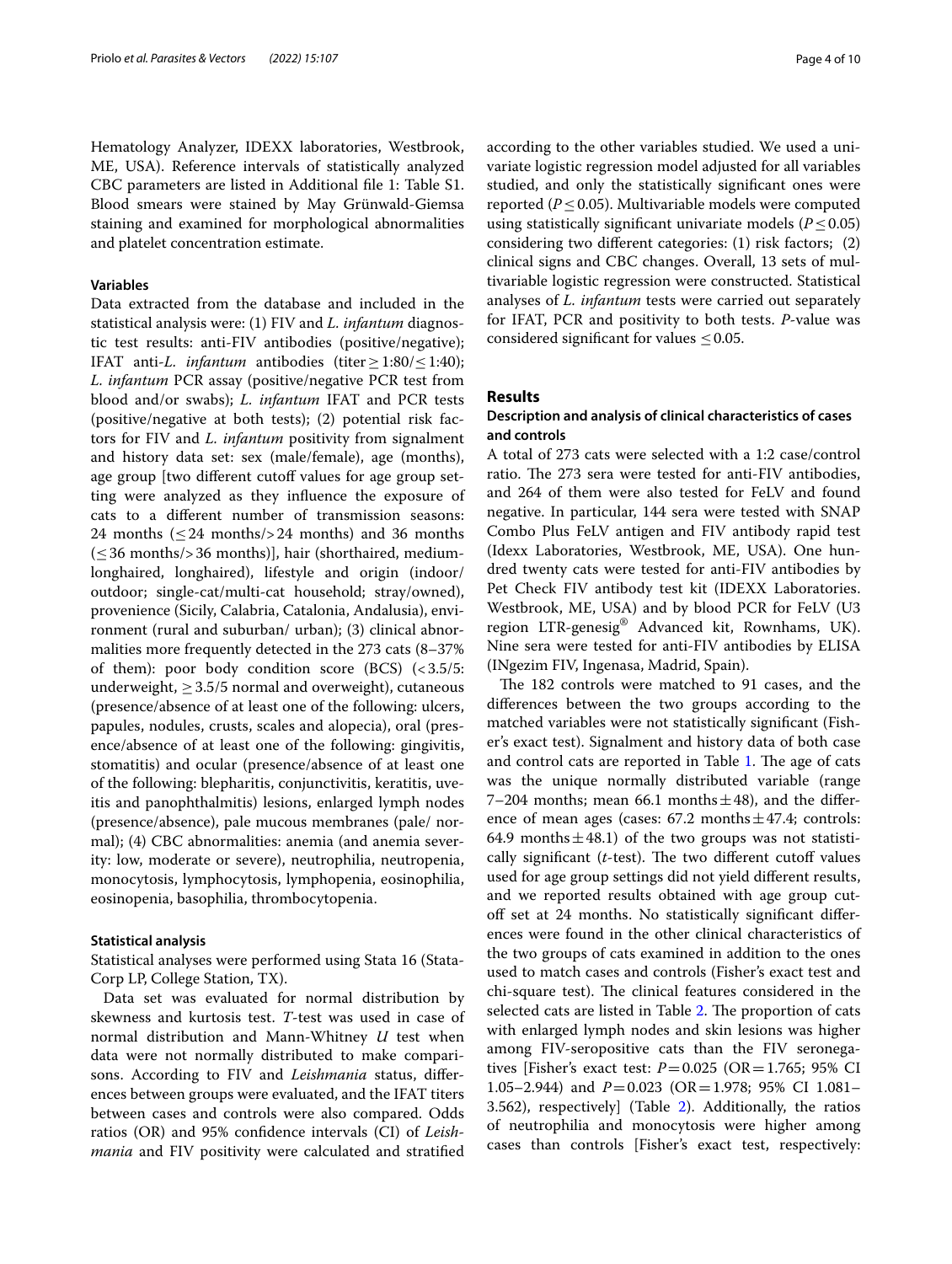Hematology Analyzer, IDEXX laboratories, Westbrook, ME, USA). Reference intervals of statistically analyzed CBC parameters are listed in Additional file 1: Table S1. Blood smears were stained by May Grünwald-Giemsa staining and examined for morphological abnormalities and platelet concentration estimate.

### Variables

Data extracted from the database and included in the statistical analysis were: (1) FIV and *L. infantum* diagnostic test results: anti-FIV antibodies (positive/negative); IFAT anti-*L. infantum* antibodies (titer ≥ 1:80/≤ 1:40); *L. infantum* PCR assay (positive/negative PCR test from blood and/or swabs); *L. infantum* IFAT and PCR tests (positive/negative at both tests); (2) potential risk factors for FIV and *L. infantum* positivity from signalment and history data set: sex (male/female), age (months), age group [two different cutoff values for age group setting were analyzed as they influence the exposure of cats to a different number of transmission seasons: 24 months (≤ 24 months/> 24 months) and 36 months (≤ 36 months/> 36 months)], hair (shorthaired, medium-longhaired, longhaired), lifestyle and origin (indoor/outdoor; single-cat/multi-cat household; stray/owned), provenience (Sicily, Calabria, Catalonia, Andalusia), environment (rural and suburban/ urban); (3) clinical abnormalities more frequently detected in the 273 cats (8–37% of them): poor body condition score (BCS) (< 3.5/5: underweight, ≥ 3.5/5 normal and overweight), cutaneous (presence/absence of at least one of the following: ulcers, papules, nodules, crusts, scales and alopecia), oral (presence/absence of at least one of the following: gingivitis, stomatitis) and ocular (presence/absence of at least one of the following: blepharitis, conjunctivitis, keratitis, uveitis and panophthalmitis) lesions, enlarged lymph nodes (presence/absence), pale mucous membranes (pale/ normal); (4) CBC abnormalities: anemia (and anemia severity: low, moderate or severe), neutrophilia, neutropenia, monocytosis, lymphocytosis, lymphopenia, eosinophilia, eosinopenia, basophilia, thrombocytopenia.

### Statistical analysis

Statistical analyses were performed using Stata 16 (StataCorp LP, College Station, TX).

Data set was evaluated for normal distribution by skewness and kurtosis test. *T*-test was used in case of normal distribution and Mann-Whitney *U* test when data were not normally distributed to make comparisons. According to FIV and *Leishmania* status, differences between groups were evaluated, and the IFAT titers between cases and controls were also compared. Odds ratios (OR) and 95% confidence intervals (CI) of *Leishmania* and FIV positivity were calculated and stratified according to the other variables studied. We used a univariate logistic regression model adjusted for all variables studied, and only the statistically significant ones were reported ($P \leq 0.05$). Multivariable models were computed using statistically significant univariate models ($P \leq 0.05$) considering two different categories: (1) risk factors; (2) clinical signs and CBC changes. Overall, 13 sets of multivariable logistic regression were constructed. Statistical analyses of *L. infantum* tests were carried out separately for IFAT, PCR and positivity to both tests. *P*-value was considered significant for values ≤ 0.05.

## Results

### Description and analysis of clinical characteristics of cases and controls

A total of 273 cats were selected with a 1:2 case/control ratio. The 273 sera were tested for anti-FIV antibodies, and 264 of them were also tested for FeLV and found negative. In particular, 144 sera were tested with SNAP Combo Plus FeLV antigen and FIV antibody rapid test (Idexx Laboratories, Westbrook, ME, USA). One hundred twenty cats were tested for anti-FIV antibodies by Pet Check FIV antibody test kit (IDEXX Laboratories. Westbrook, ME, USA) and by blood PCR for FeLV (U3 region LTR-genesig® Advanced kit, Rownhams, UK). Nine sera were tested for anti-FIV antibodies by ELISA (INgezim FIV, Ingenasa, Madrid, Spain).

The 182 controls were matched to 91 cases, and the differences between the two groups according to the matched variables were not statistically significant (Fisher's exact test). Signalment and history data of both case and control cats are reported in Table 1. The age of cats was the unique normally distributed variable (range 7–204 months; mean 66.1 months ± 48), and the difference of mean ages (cases: 67.2 months ± 47.4; controls: 64.9 months ± 48.1) of the two groups was not statistically significant (*t*-test). The two different cutoff values used for age group settings did not yield different results, and we reported results obtained with age group cutoff set at 24 months. No statistically significant differences were found in the other clinical characteristics of the two groups of cats examined in addition to the ones used to match cases and controls (Fisher's exact test and chi-square test). The clinical features considered in the selected cats are listed in Table 2. The proportion of cats with enlarged lymph nodes and skin lesions was higher among FIV-seropositive cats than the FIV seronegatives [Fisher's exact test: $P = 0.025$ (OR = 1.765; 95% CI 1.05–2.944) and $P = 0.023$ (OR = 1.978; 95% CI 1.081–3.562), respectively] (Table 2). Additionally, the ratios of neutrophilia and monocytosis were higher among cases than controls [Fisher's exact test, respectively: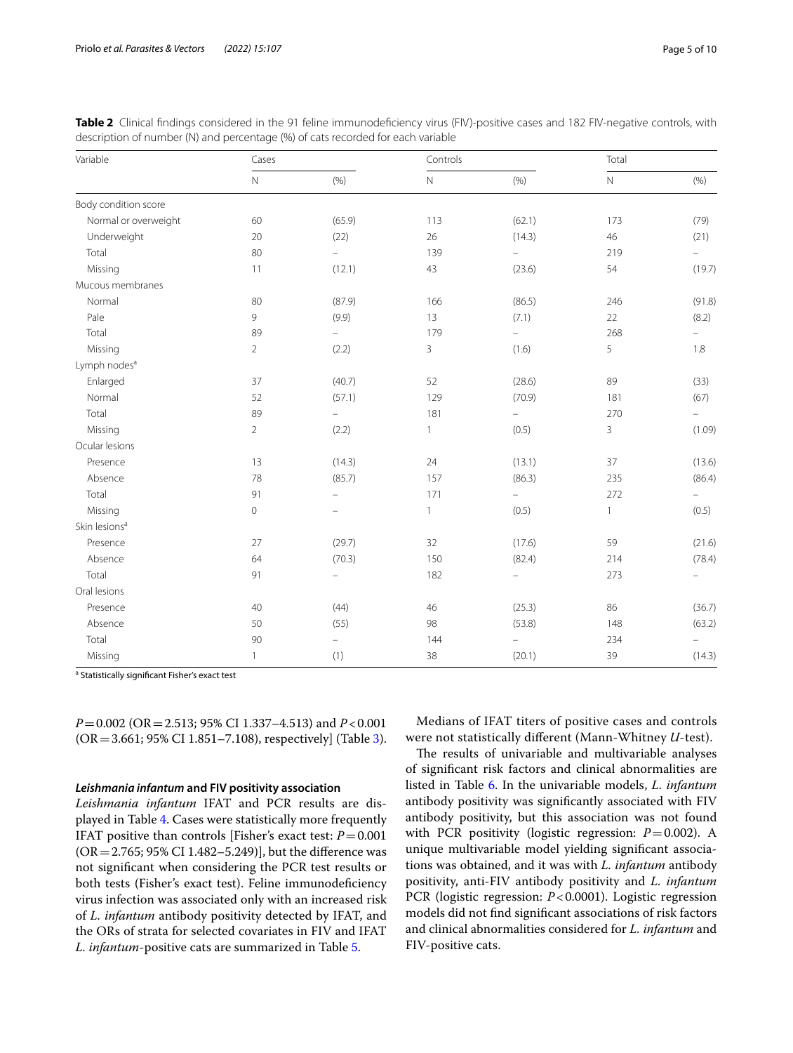**Table 2** Clinical findings considered in the 91 feline immunodeficiency virus (FIV)-positive cases and 182 FIV-negative controls, with description of number (N) and percentage (%) of cats recorded for each variable

| Variable | Cases | | Controls | | Total | |
|---|---|---|---|---|---|---|
| | N | (%) | N | (%) | N | (%) |
| Body condition score | | | | | | |
| Normal or overweight | 60 | (65.9) | 113 | (62.1) | 173 | (79) |
| Underweight | 20 | (22) | 26 | (14.3) | 46 | (21) |
| Total | 80 | – | 139 | – | 219 | – |
| Missing | 11 | (12.1) | 43 | (23.6) | 54 | (19.7) |
| Mucous membranes | | | | | | |
| Normal | 80 | (87.9) | 166 | (86.5) | 246 | (91.8) |
| Pale | 9 | (9.9) | 13 | (7.1) | 22 | (8.2) |
| Total | 89 | – | 179 | – | 268 | – |
| Missing | 2 | (2.2) | 3 | (1.6) | 5 | 1.8 |
| Lymph nodes[a] | | | | | | |
| Enlarged | 37 | (40.7) | 52 | (28.6) | 89 | (33) |
| Normal | 52 | (57.1) | 129 | (70.9) | 181 | (67) |
| Total | 89 | – | 181 | – | 270 | – |
| Missing | 2 | (2.2) | 1 | (0.5) | 3 | (1.09) |
| Ocular lesions | | | | | | |
| Presence | 13 | (14.3) | 24 | (13.1) | 37 | (13.6) |
| Absence | 78 | (85.7) | 157 | (86.3) | 235 | (86.4) |
| Total | 91 | – | 171 | – | 272 | – |
| Missing | 0 | – | 1 | (0.5) | 1 | (0.5) |
| Skin lesions[a] | | | | | | |
| Presence | 27 | (29.7) | 32 | (17.6) | 59 | (21.6) |
| Absence | 64 | (70.3) | 150 | (82.4) | 214 | (78.4) |
| Total | 91 | – | 182 | – | 273 | – |
| Oral lesions | | | | | | |
| Presence | 40 | (44) | 46 | (25.3) | 86 | (36.7) |
| Absence | 50 | (55) | 98 | (53.8) | 148 | (63.2) |
| Total | 90 | – | 144 | – | 234 | – |
| Missing | 1 | (1) | 38 | (20.1) | 39 | (14.3) |

[a] Statistically significant Fisher's exact test

$P = 0.002$ (OR = 2.513; 95% CI 1.337–4.513) and $P < 0.001$ (OR = 3.661; 95% CI 1.851–7.108), respectively] (Table 3).

#### *Leishmania infantum* and FIV positivity association

*Leishmania infantum* IFAT and PCR results are displayed in Table 4. Cases were statistically more frequently IFAT positive than controls [Fisher's exact test: $P = 0.001$ (OR = 2.765; 95% CI 1.482–5.249)], but the difference was not significant when considering the PCR test results or both tests (Fisher's exact test). Feline immunodeficiency virus infection was associated only with an increased risk of *L. infantum* antibody positivity detected by IFAT, and the ORs of strata for selected covariates in FIV and IFAT *L. infantum*-positive cats are summarized in Table 5.

Medians of IFAT titers of positive cases and controls were not statistically different (Mann-Whitney *U*-test).

The results of univariable and multivariable analyses of significant risk factors and clinical abnormalities are listed in Table 6. In the univariable models, *L. infantum* antibody positivity was significantly associated with FIV antibody positivity, but this association was not found with PCR positivity (logistic regression: $P = 0.002$). A unique multivariable model yielding significant associations was obtained, and it was with *L. infantum* antibody positivity, anti-FIV antibody positivity and *L. infantum* PCR (logistic regression: $P < 0.0001$). Logistic regression models did not find significant associations of risk factors and clinical abnormalities considered for *L. infantum* and FIV-positive cats.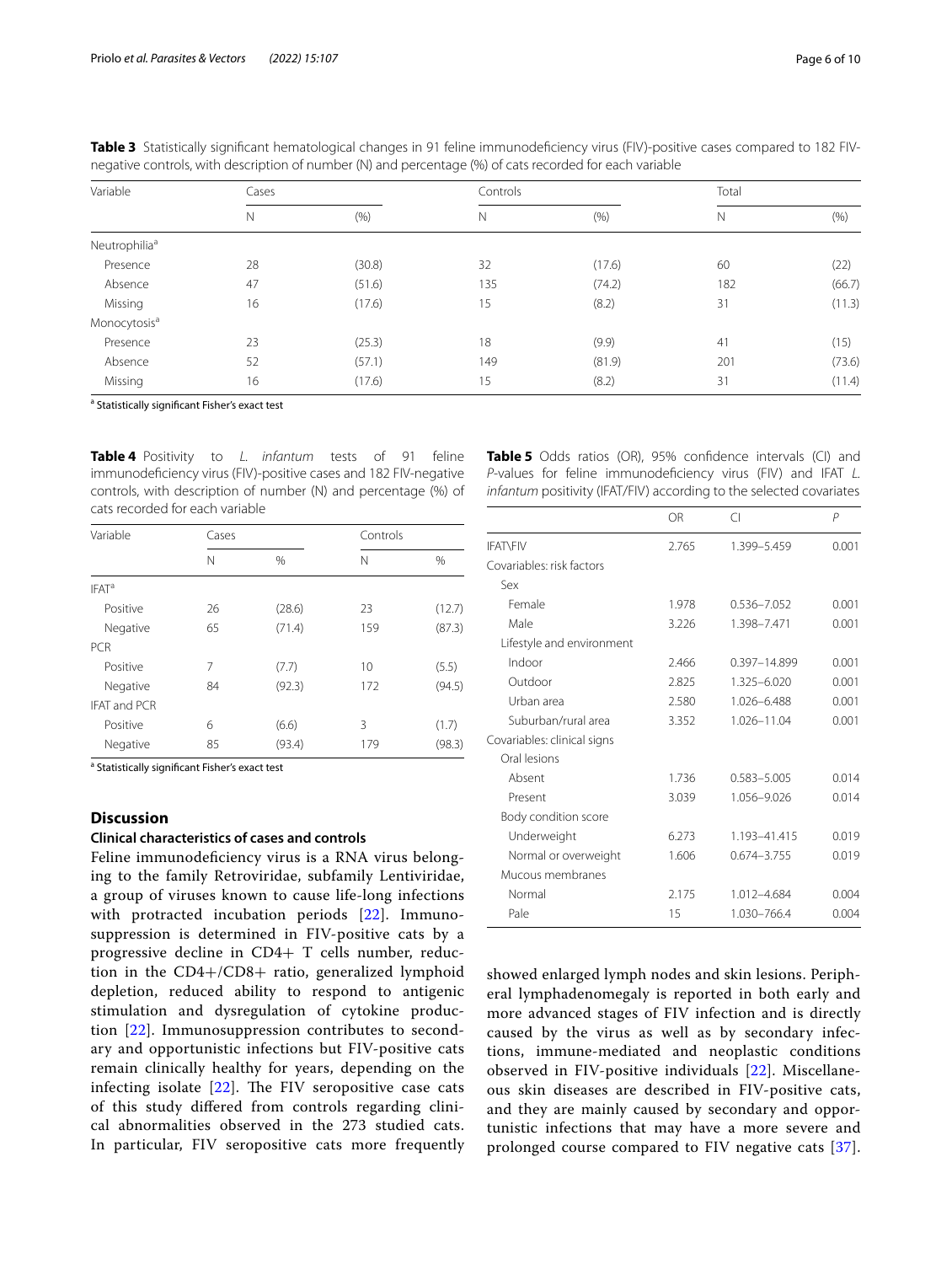**Table 3** Statistically significant hematological changes in 91 feline immunodeficiency virus (FIV)-positive cases compared to 182 FIV-negative controls, with description of number (N) and percentage (%) of cats recorded for each variable

| Variable | Cases | | Controls | | Total | |
|---|---|---|---|---|---|---|
| | N | (%) | N | (%) | N | (%) |
| Neutrophilia[a] | | | | | | |
| Presence | 28 | (30.8) | 32 | (17.6) | 60 | (22) |
| Absence | 47 | (51.6) | 135 | (74.2) | 182 | (66.7) |
| Missing | 16 | (17.6) | 15 | (8.2) | 31 | (11.3) |
| Monocytosis[a] | | | | | | |
| Presence | 23 | (25.3) | 18 | (9.9) | 41 | (15) |
| Absence | 52 | (57.1) | 149 | (81.9) | 201 | (73.6) |
| Missing | 16 | (17.6) | 15 | (8.2) | 31 | (11.4) |

[a] Statistically significant Fisher's exact test

**Table 4** Positivity to *L. infantum* tests of 91 feline immunodeficiency virus (FIV)-positive cases and 182 FIV-negative controls, with description of number (N) and percentage (%) of cats recorded for each variable

| Variable | Cases | | Controls | |
|---|---|---|---|---|
| | N | % | N | % |
| IFAT[a] | | | | |
| Positive | 26 | (28.6) | 23 | (12.7) |
| Negative | 65 | (71.4) | 159 | (87.3) |
| PCR | | | | |
| Positive | 7 | (7.7) | 10 | (5.5) |
| Negative | 84 | (92.3) | 172 | (94.5) |
| IFAT and PCR | | | | |
| Positive | 6 | (6.6) | 3 | (1.7) |
| Negative | 85 | (93.4) | 179 | (98.3) |

[a] Statistically significant Fisher's exact test

**Table 5** Odds ratios (OR), 95% confidence intervals (CI) and *P*-values for feline immunodeficiency virus (FIV) and IFAT *L. infantum* positivity (IFAT/FIV) according to the selected covariates

| | OR | CI | *P* |
|---|---|---|---|
| IFAT\FIV | 2.765 | 1.399–5.459 | 0.001 |
| Covariables: risk factors | | | |
| Sex | | | |
| Female | 1.978 | 0.536–7.052 | 0.001 |
| Male | 3.226 | 1.398–7.471 | 0.001 |
| Lifestyle and environment | | | |
| Indoor | 2.466 | 0.397–14.899 | 0.001 |
| Outdoor | 2.825 | 1.325–6.020 | 0.001 |
| Urban area | 2.580 | 1.026–6.488 | 0.001 |
| Suburban/rural area | 3.352 | 1.026–11.04 | 0.001 |
| Covariables: clinical signs | | | |
| Oral lesions | | | |
| Absent | 1.736 | 0.583–5.005 | 0.014 |
| Present | 3.039 | 1.056–9.026 | 0.014 |
| Body condition score | | | |
| Underweight | 6.273 | 1.193–41.415 | 0.019 |
| Normal or overweight | 1.606 | 0.674–3.755 | 0.019 |
| Mucous membranes | | | |
| Normal | 2.175 | 1.012–4.684 | 0.004 |
| Pale | 15 | 1.030–766.4 | 0.004 |

## Discussion

### Clinical characteristics of cases and controls

Feline immunodeficiency virus is a RNA virus belonging to the family Retroviridae, subfamily Lentiviridae, a group of viruses known to cause life-long infections with protracted incubation periods [22]. Immunosuppression is determined in FIV-positive cats by a progressive decline in CD4+ T cells number, reduction in the CD4+/CD8+ ratio, generalized lymphoid depletion, reduced ability to respond to antigenic stimulation and dysregulation of cytokine production [22]. Immunosuppression contributes to secondary and opportunistic infections but FIV-positive cats remain clinically healthy for years, depending on the infecting isolate [22]. The FIV seropositive case cats of this study differed from controls regarding clinical abnormalities observed in the 273 studied cats. In particular, FIV seropositive cats more frequently showed enlarged lymph nodes and skin lesions. Peripheral lymphadenomegaly is reported in both early and more advanced stages of FIV infection and is directly caused by the virus as well as by secondary infections, immune-mediated and neoplastic conditions observed in FIV-positive individuals [22]. Miscellaneous skin diseases are described in FIV-positive cats, and they are mainly caused by secondary and opportunistic infections that may have a more severe and prolonged course compared to FIV negative cats [37].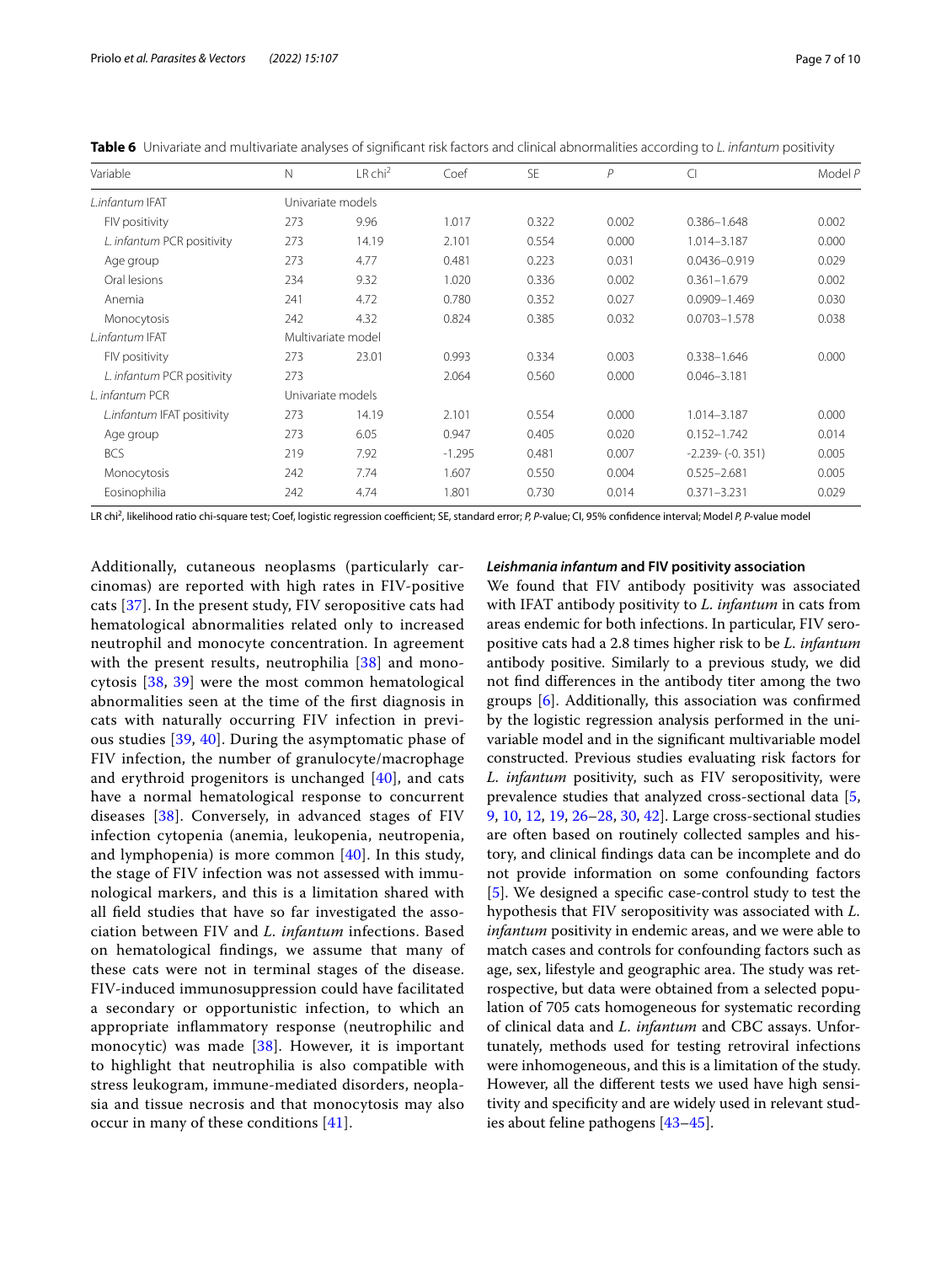**Table 6** Univariate and multivariate analyses of significant risk factors and clinical abnormalities according to *L. infantum* positivity

| Variable | N | LR chi$^2$ | Coef | SE | *P* | CI | Model *P* |
|---|---|---|---|---|---|---|---|
| *L.infantum* IFAT | Univariate models | | | | | | |
| FIV positivity | 273 | 9.96 | 1.017 | 0.322 | 0.002 | 0.386–1.648 | 0.002 |
| *L. infantum* PCR positivity | 273 | 14.19 | 2.101 | 0.554 | 0.000 | 1.014–3.187 | 0.000 |
| Age group | 273 | 4.77 | 0.481 | 0.223 | 0.031 | 0.0436–0.919 | 0.029 |
| Oral lesions | 234 | 9.32 | 1.020 | 0.336 | 0.002 | 0.361–1.679 | 0.002 |
| Anemia | 241 | 4.72 | 0.780 | 0.352 | 0.027 | 0.0909–1.469 | 0.030 |
| Monocytosis | 242 | 4.32 | 0.824 | 0.385 | 0.032 | 0.0703–1.578 | 0.038 |
| *L.infantum* IFAT | Multivariate model | | | | | | |
| FIV positivity | 273 | 23.01 | 0.993 | 0.334 | 0.003 | 0.338–1.646 | 0.000 |
| *L. infantum* PCR positivity | 273 | | 2.064 | 0.560 | 0.000 | 0.046–3.181 | |
| *L. infantum* PCR | Univariate models | | | | | | |
| *L.infantum* IFAT positivity | 273 | 14.19 | 2.101 | 0.554 | 0.000 | 1.014–3.187 | 0.000 |
| Age group | 273 | 6.05 | 0.947 | 0.405 | 0.020 | 0.152–1.742 | 0.014 |
| BCS | 219 | 7.92 | -1.295 | 0.481 | 0.007 | -2.239- (-0. 351) | 0.005 |
| Monocytosis | 242 | 7.74 | 1.607 | 0.550 | 0.004 | 0.525–2.681 | 0.005 |
| Eosinophilia | 242 | 4.74 | 1.801 | 0.730 | 0.014 | 0.371–3.231 | 0.029 |

LR chi$^2$, likelihood ratio chi-square test; Coef, logistic regression coefficient; SE, standard error; *P*, *P*-value; CI, 95% confidence interval; Model *P*, *P*-value model

Additionally, cutaneous neoplasms (particularly carcinomas) are reported with high rates in FIV-positive cats [37]. In the present study, FIV seropositive cats had hematological abnormalities related only to increased neutrophil and monocyte concentration. In agreement with the present results, neutrophilia [38] and monocytosis [38, 39] were the most common hematological abnormalities seen at the time of the first diagnosis in cats with naturally occurring FIV infection in previous studies [39, 40]. During the asymptomatic phase of FIV infection, the number of granulocyte/macrophage and erythroid progenitors is unchanged [40], and cats have a normal hematological response to concurrent diseases [38]. Conversely, in advanced stages of FIV infection cytopenia (anemia, leukopenia, neutropenia, and lymphopenia) is more common [40]. In this study, the stage of FIV infection was not assessed with immunological markers, and this is a limitation shared with all field studies that have so far investigated the association between FIV and *L. infantum* infections. Based on hematological findings, we assume that many of these cats were not in terminal stages of the disease. FIV-induced immunosuppression could have facilitated a secondary or opportunistic infection, to which an appropriate inflammatory response (neutrophilic and monocytic) was made [38]. However, it is important to highlight that neutrophilia is also compatible with stress leukogram, immune-mediated disorders, neoplasia and tissue necrosis and that monocytosis may also occur in many of these conditions [41].

#### *Leishmania infantum* and FIV positivity association

We found that FIV antibody positivity was associated with IFAT antibody positivity to *L. infantum* in cats from areas endemic for both infections. In particular, FIV seropositive cats had a 2.8 times higher risk to be *L. infantum* antibody positive. Similarly to a previous study, we did not find differences in the antibody titer among the two groups [6]. Additionally, this association was confirmed by the logistic regression analysis performed in the univariable model and in the significant multivariable model constructed. Previous studies evaluating risk factors for *L. infantum* positivity, such as FIV seropositivity, were prevalence studies that analyzed cross-sectional data [5, 9, 10, 12, 19, 26–28, 30, 42]. Large cross-sectional studies are often based on routinely collected samples and history, and clinical findings data can be incomplete and do not provide information on some confounding factors [5]. We designed a specific case-control study to test the hypothesis that FIV seropositivity was associated with *L. infantum* positivity in endemic areas, and we were able to match cases and controls for confounding factors such as age, sex, lifestyle and geographic area. The study was retrospective, but data were obtained from a selected population of 705 cats homogeneous for systematic recording of clinical data and *L. infantum* and CBC assays. Unfortunately, methods used for testing retroviral infections were inhomogeneous, and this is a limitation of the study. However, all the different tests we used have high sensitivity and specificity and are widely used in relevant studies about feline pathogens [43–45].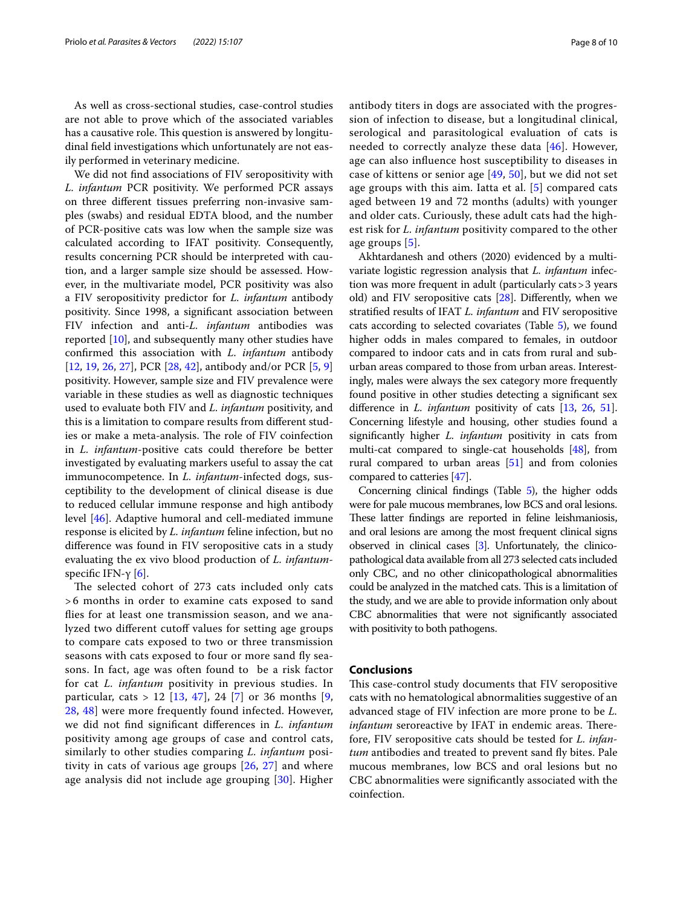As well as cross-sectional studies, case-control studies are not able to prove which of the associated variables has a causative role. This question is answered by longitudinal field investigations which unfortunately are not easily performed in veterinary medicine.

We did not find associations of FIV seropositivity with *L. infantum* PCR positivity. We performed PCR assays on three different tissues preferring non-invasive samples (swabs) and residual EDTA blood, and the number of PCR-positive cats was low when the sample size was calculated according to IFAT positivity. Consequently, results concerning PCR should be interpreted with caution, and a larger sample size should be assessed. However, in the multivariate model, PCR positivity was also a FIV seropositivity predictor for *L. infantum* antibody positivity. Since 1998, a significant association between FIV infection and anti-*L. infantum* antibodies was reported [10], and subsequently many other studies have confirmed this association with *L. infantum* antibody [12, 19, 26, 27], PCR [28, 42], antibody and/or PCR [5, 9] positivity. However, sample size and FIV prevalence were variable in these studies as well as diagnostic techniques used to evaluate both FIV and *L. infantum* positivity, and this is a limitation to compare results from different studies or make a meta-analysis. The role of FIV coinfection in *L. infantum*-positive cats could therefore be better investigated by evaluating markers useful to assay the cat immunocompetence. In *L. infantum*-infected dogs, susceptibility to the development of clinical disease is due to reduced cellular immune response and high antibody level [46]. Adaptive humoral and cell-mediated immune response is elicited by *L. infantum* feline infection, but no difference was found in FIV seropositive cats in a study evaluating the ex vivo blood production of *L. infantum*-specific IFN-γ [6].

The selected cohort of 273 cats included only cats > 6 months in order to examine cats exposed to sand flies for at least one transmission season, and we analyzed two different cutoff values for setting age groups to compare cats exposed to two or three transmission seasons with cats exposed to four or more sand fly seasons. In fact, age was often found to be a risk factor for cat *L. infantum* positivity in previous studies. In particular, cats > 12 [13, 47], 24 [7] or 36 months [9, 28, 48] were more frequently found infected. However, we did not find significant differences in *L. infantum* positivity among age groups of case and control cats, similarly to other studies comparing *L. infantum* positivity in cats of various age groups [26, 27] and where age analysis did not include age grouping [30]. Higher antibody titers in dogs are associated with the progression of infection to disease, but a longitudinal clinical, serological and parasitological evaluation of cats is needed to correctly analyze these data [46]. However, age can also influence host susceptibility to diseases in case of kittens or senior age [49, 50], but we did not set age groups with this aim. Iatta et al. [5] compared cats aged between 19 and 72 months (adults) with younger and older cats. Curiously, these adult cats had the highest risk for *L. infantum* positivity compared to the other age groups [5].

Akhtardanesh and others (2020) evidenced by a multivariate logistic regression analysis that *L. infantum* infection was more frequent in adult (particularly cats > 3 years old) and FIV seropositive cats [28]. Differently, when we stratified results of IFAT *L. infantum* and FIV seropositive cats according to selected covariates (Table 5), we found higher odds in males compared to females, in outdoor compared to indoor cats and in cats from rural and suburban areas compared to those from urban areas. Interestingly, males were always the sex category more frequently found positive in other studies detecting a significant sex difference in *L. infantum* positivity of cats [13, 26, 51]. Concerning lifestyle and housing, other studies found a significantly higher *L. infantum* positivity in cats from multi-cat compared to single-cat households [48], from rural compared to urban areas [51] and from colonies compared to catteries [47].

Concerning clinical findings (Table 5), the higher odds were for pale mucous membranes, low BCS and oral lesions. These latter findings are reported in feline leishmaniosis, and oral lesions are among the most frequent clinical signs observed in clinical cases [3]. Unfortunately, the clinicopathological data available from all 273 selected cats included only CBC, and no other clinicopathological abnormalities could be analyzed in the matched cats. This is a limitation of the study, and we are able to provide information only about CBC abnormalities that were not significantly associated with positivity to both pathogens.

## Conclusions

This case-control study documents that FIV seropositive cats with no hematological abnormalities suggestive of an advanced stage of FIV infection are more prone to be *L. infantum* seroreactive by IFAT in endemic areas. Therefore, FIV seropositive cats should be tested for *L. infantum* antibodies and treated to prevent sand fly bites. Pale mucous membranes, low BCS and oral lesions but no CBC abnormalities were significantly associated with the coinfection.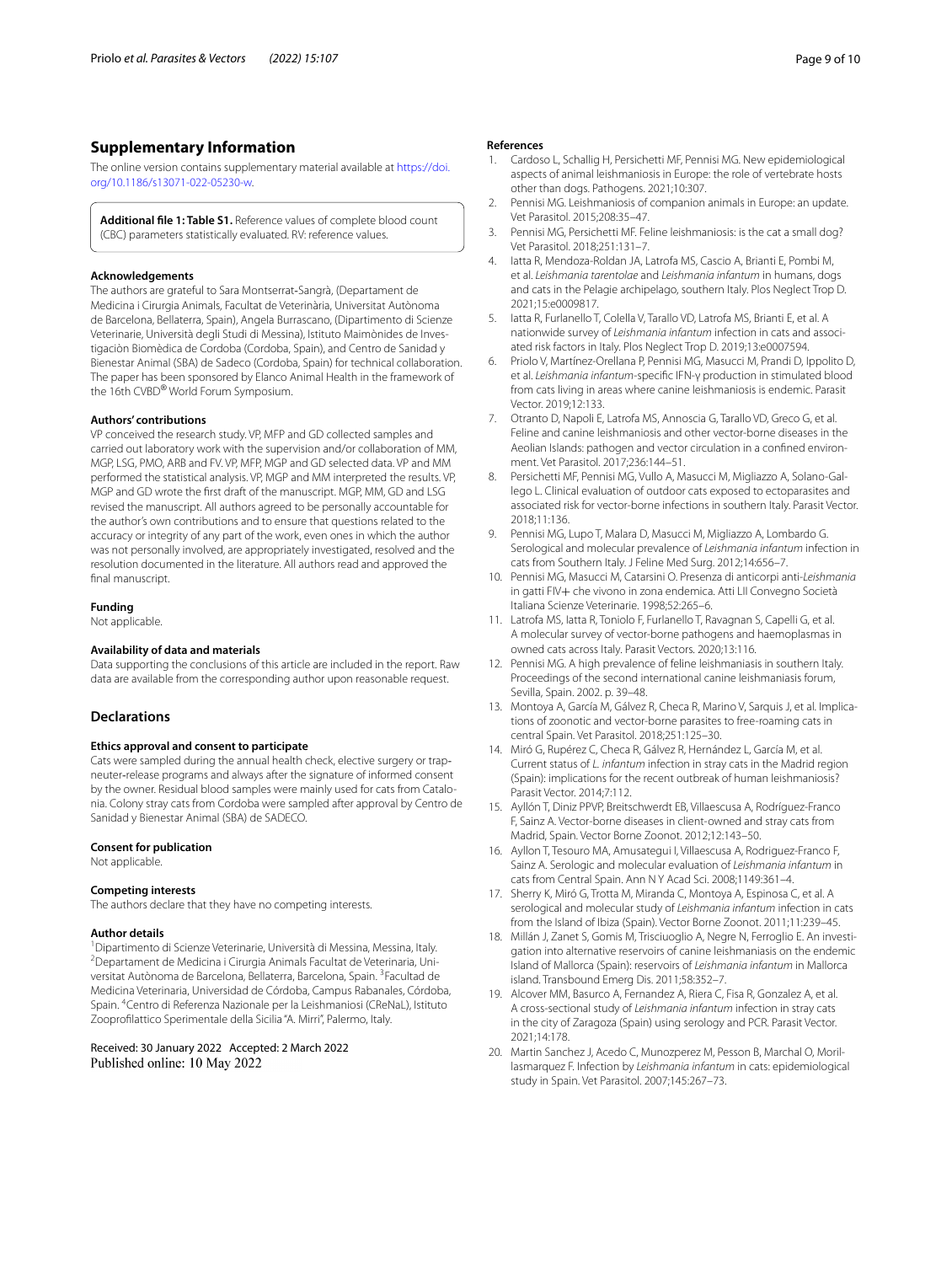## Supplementary Information

The online version contains supplementary material available at https://doi.org/10.1186/s13071-022-05230-w.

**Additional file 1: Table S1.** Reference values of complete blood count (CBC) parameters statistically evaluated. RV: reference values.

### Acknowledgements

The authors are grateful to Sara Montserrat-Sangrà, (Departament de Medicina i Cirurgia Animals, Facultat de Veterinària, Universitat Autònoma de Barcelona, Bellaterra, Spain), Angela Burrascano, (Dipartimento di Scienze Veterinarie, Università degli Studi di Messina), Istituto Maimònides de Investigaciòn Biomèdica de Cordoba (Cordoba, Spain), and Centro de Sanidad y Bienestar Animal (SBA) de Sadeco (Cordoba, Spain) for technical collaboration. The paper has been sponsored by Elanco Animal Health in the framework of the 16th CVBD® World Forum Symposium.

### Authors' contributions

VP conceived the research study. VP, MFP and GD collected samples and carried out laboratory work with the supervision and/or collaboration of MM, MGP, LSG, PMO, ARB and FV. VP, MFP, MGP and GD selected data. VP and MM performed the statistical analysis. VP, MGP and MM interpreted the results. VP, MGP and GD wrote the first draft of the manuscript. MGP, MM, GD and LSG revised the manuscript. All authors agreed to be personally accountable for the author's own contributions and to ensure that questions related to the accuracy or integrity of any part of the work, even ones in which the author was not personally involved, are appropriately investigated, resolved and the resolution documented in the literature. All authors read and approved the final manuscript.

### Funding

Not applicable.

### Availability of data and materials

Data supporting the conclusions of this article are included in the report. Raw data are available from the corresponding author upon reasonable request.

## Declarations

### Ethics approval and consent to participate

Cats were sampled during the annual health check, elective surgery or trap-neuter-release programs and always after the signature of informed consent by the owner. Residual blood samples were mainly used for cats from Catalonia. Colony stray cats from Cordoba were sampled after approval by Centro de Sanidad y Bienestar Animal (SBA) de SADECO.

### Consent for publication

Not applicable.

### Competing interests

The authors declare that they have no competing interests.

### Author details

[1]Dipartimento di Scienze Veterinarie, Università di Messina, Messina, Italy. [2]Departament de Medicina i Cirurgia Animals Facultat de Veterinaria, Universitat Autònoma de Barcelona, Bellaterra, Barcelona, Spain. [3]Facultad de Medicina Veterinaria, Universidad de Córdoba, Campus Rabanales, Córdoba, Spain. [4]Centro di Referenza Nazionale per la Leishmaniosi (CReNaL), Istituto Zooprofilattico Sperimentale della Sicilia "A. Mirri", Palermo, Italy.

Received: 30 January 2022 Accepted: 2 March 2022
Published online: 10 May 2022

### References

1. Cardoso L, Schallig H, Persichetti MF, Pennisi MG. New epidemiological aspects of animal leishmaniosis in Europe: the role of vertebrate hosts other than dogs. Pathogens. 2021;10:307.
2. Pennisi MG. Leishmaniosis of companion animals in Europe: an update. Vet Parasitol. 2015;208:35–47.
3. Pennisi MG, Persichetti MF. Feline leishmaniosis: is the cat a small dog? Vet Parasitol. 2018;251:131–7.
4. Iatta R, Mendoza-Roldan JA, Latrofa MS, Cascio A, Brianti E, Pombi M, et al. *Leishmania tarentolae* and *Leishmania infantum* in humans, dogs and cats in the Pelagie archipelago, southern Italy. Plos Neglect Trop D. 2021;15:e0009817.
5. Iatta R, Furlanello T, Colella V, Tarallo VD, Latrofa MS, Brianti E, et al. A nationwide survey of *Leishmania infantum* infection in cats and associated risk factors in Italy. Plos Neglect Trop D. 2019;13:e0007594.
6. Priolo V, Martínez-Orellana P, Pennisi MG, Masucci M, Prandi D, Ippolito D, et al. *Leishmania infantum*-specific IFN-γ production in stimulated blood from cats living in areas where canine leishmaniosis is endemic. Parasit Vector. 2019;12:133.
7. Otranto D, Napoli E, Latrofa MS, Annoscia G, Tarallo VD, Greco G, et al. Feline and canine leishmaniosis and other vector-borne diseases in the Aeolian Islands: pathogen and vector circulation in a confined environment. Vet Parasitol. 2017;236:144–51.
8. Persichetti MF, Pennisi MG, Vullo A, Masucci M, Migliazzo A, Solano-Gallego L. Clinical evaluation of outdoor cats exposed to ectoparasites and associated risk for vector-borne infections in southern Italy. Parasit Vector. 2018;11:136.
9. Pennisi MG, Lupo T, Malara D, Masucci M, Migliazzo A, Lombardo G. Serological and molecular prevalence of *Leishmania infantum* infection in cats from Southern Italy. J Feline Med Surg. 2012;14:656–7.
10. Pennisi MG, Masucci M, Catarsini O. Presenza di anticorpi anti-*Leishmania* in gatti FIV+ che vivono in zona endemica. Atti LII Convegno Società Italiana Scienze Veterinarie. 1998;52:265–6.
11. Latrofa MS, Iatta R, Toniolo F, Furlanello T, Ravagnan S, Capelli G, et al. A molecular survey of vector-borne pathogens and haemoplasmas in owned cats across Italy. Parasit Vectors. 2020;13:116.
12. Pennisi MG. A high prevalence of feline leishmaniasis in southern Italy. Proceedings of the second international canine leishmaniasis forum, Sevilla, Spain. 2002. p. 39–48.
13. Montoya A, García M, Gálvez R, Checa R, Marino V, Sarquis J, et al. Implications of zoonotic and vector-borne parasites to free-roaming cats in central Spain. Vet Parasitol. 2018;251:125–30.
14. Miró G, Rupérez C, Checa R, Gálvez R, Hernández L, García M, et al. Current status of *L. infantum* infection in stray cats in the Madrid region (Spain): implications for the recent outbreak of human leishmaniosis? Parasit Vector. 2014;7:112.
15. Ayllón T, Diniz PPVP, Breitschwerdt EB, Villaescusa A, Rodríguez-Franco F, Sainz A. Vector-borne diseases in client-owned and stray cats from Madrid, Spain. Vector Borne Zoonot. 2012;12:143–50.
16. Ayllon T, Tesouro MA, Amusategui I, Villaescusa A, Rodriguez-Franco F, Sainz A. Serologic and molecular evaluation of *Leishmania infantum* in cats from Central Spain. Ann N Y Acad Sci. 2008;1149:361–4.
17. Sherry K, Miró G, Trotta M, Miranda C, Montoya A, Espinosa C, et al. A serological and molecular study of *Leishmania infantum* infection in cats from the Island of Ibiza (Spain). Vector Borne Zoonot. 2011;11:239–45.
18. Millán J, Zanet S, Gomis M, Trisciuoglio A, Negre N, Ferroglio E. An investigation into alternative reservoirs of canine leishmaniasis on the endemic Island of Mallorca (Spain): reservoirs of *Leishmania infantum* in Mallorca island. Transbound Emerg Dis. 2011;58:352–7.
19. Alcover MM, Basurco A, Fernandez A, Riera C, Fisa R, Gonzalez A, et al. A cross-sectional study of *Leishmania infantum* infection in stray cats in the city of Zaragoza (Spain) using serology and PCR. Parasit Vector. 2021;14:178.
20. Martin Sanchez J, Acedo C, Munozperez M, Pesson B, Marchal O, Morillasmarquez F. Infection by *Leishmania infantum* in cats: epidemiological study in Spain. Vet Parasitol. 2007;145:267–73.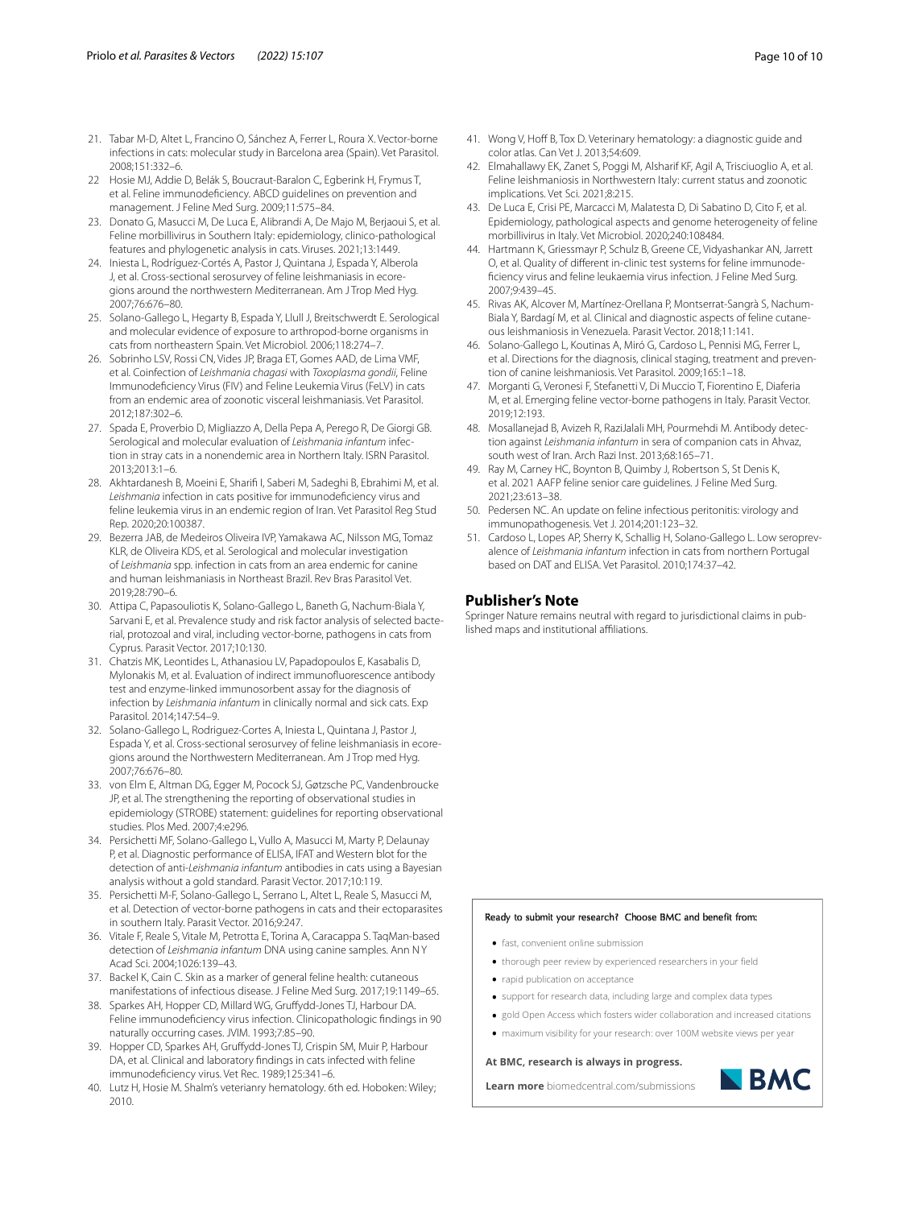21. Tabar M-D, Altet L, Francino O, Sánchez A, Ferrer L, Roura X. Vector-borne infections in cats: molecular study in Barcelona area (Spain). Vet Parasitol. 2008;151:332–6.
22. Hosie MJ, Addie D, Belák S, Boucraut-Baralon C, Egberink H, Frymus T, et al. Feline immunodeficiency. ABCD guidelines on prevention and management. J Feline Med Surg. 2009;11:575–84.
23. Donato G, Masucci M, De Luca E, Alibrandi A, De Majo M, Berjaoui S, et al. Feline morbillivirus in Southern Italy: epidemiology, clinico-pathological features and phylogenetic analysis in cats. Viruses. 2021;13:1449.
24. Iniesta L, Rodríguez-Cortés A, Pastor J, Quintana J, Espada Y, Alberola J, et al. Cross-sectional serosurvey of feline leishmaniasis in ecoregions around the northwestern Mediterranean. Am J Trop Med Hyg. 2007;76:676–80.
25. Solano-Gallego L, Hegarty B, Espada Y, Llull J, Breitschwerdt E. Serological and molecular evidence of exposure to arthropod-borne organisms in cats from northeastern Spain. Vet Microbiol. 2006;118:274–7.
26. Sobrinho LSV, Rossi CN, Vides JP, Braga ET, Gomes AAD, de Lima VMF, et al. Coinfection of *Leishmania chagasi* with *Toxoplasma gondii*, Feline Immunodeficiency Virus (FIV) and Feline Leukemia Virus (FeLV) in cats from an endemic area of zoonotic visceral leishmaniasis. Vet Parasitol. 2012;187:302–6.
27. Spada E, Proverbio D, Migliazzo A, Della Pepa A, Perego R, De Giorgi GB. Serological and molecular evaluation of *Leishmania infantum* infection in stray cats in a nonendemic area in Northern Italy. ISRN Parasitol. 2013;2013:1–6.
28. Akhtardanesh B, Moeini E, Sharifi I, Saberi M, Sadeghi B, Ebrahimi M, et al. *Leishmania* infection in cats positive for immunodeficiency virus and feline leukemia virus in an endemic region of Iran. Vet Parasitol Reg Stud Rep. 2020;20:100387.
29. Bezerra JAB, de Medeiros Oliveira IVP, Yamakawa AC, Nilsson MG, Tomaz KLR, de Oliveira KDS, et al. Serological and molecular investigation of *Leishmania* spp. infection in cats from an area endemic for canine and human leishmaniasis in Northeast Brazil. Rev Bras Parasitol Vet. 2019;28:790–6.
30. Attipa C, Papasouliotis K, Solano-Gallego L, Baneth G, Nachum-Biala Y, Sarvani E, et al. Prevalence study and risk factor analysis of selected bacterial, protozoal and viral, including vector-borne, pathogens in cats from Cyprus. Parasit Vector. 2017;10:130.
31. Chatzis MK, Leontides L, Athanasiou LV, Papadopoulos E, Kasabalis D, Mylonakis M, et al. Evaluation of indirect immunofluorescence antibody test and enzyme-linked immunosorbent assay for the diagnosis of infection by *Leishmania infantum* in clinically normal and sick cats. Exp Parasitol. 2014;147:54–9.
32. Solano-Gallego L, Rodriguez-Cortes A, Iniesta L, Quintana J, Pastor J, Espada Y, et al. Cross-sectional serosurvey of feline leishmaniasis in ecoregions around the Northwestern Mediterranean. Am J Trop med Hyg. 2007;76:676–80.
33. von Elm E, Altman DG, Egger M, Pocock SJ, Gøtzsche PC, Vandenbroucke JP, et al. The strengthening the reporting of observational studies in epidemiology (STROBE) statement: guidelines for reporting observational studies. Plos Med. 2007;4:e296.
34. Persichetti MF, Solano-Gallego L, Vullo A, Masucci M, Marty P, Delaunay P, et al. Diagnostic performance of ELISA, IFAT and Western blot for the detection of anti-*Leishmania infantum* antibodies in cats using a Bayesian analysis without a gold standard. Parasit Vector. 2017;10:119.
35. Persichetti M-F, Solano-Gallego L, Serrano L, Altet L, Reale S, Masucci M, et al. Detection of vector-borne pathogens in cats and their ectoparasites in southern Italy. Parasit Vector. 2016;9:247.
36. Vitale F, Reale S, Vitale M, Petrotta E, Torina A, Caracappa S. TaqMan-based detection of *Leishmania infantum* DNA using canine samples. Ann N Y Acad Sci. 2004;1026:139–43.
37. Backel K, Cain C. Skin as a marker of general feline health: cutaneous manifestations of infectious disease. J Feline Med Surg. 2017;19:1149–65.
38. Sparkes AH, Hopper CD, Millard WG, Gruffydd-Jones TJ, Harbour DA. Feline immunodeficiency virus infection. Clinicopathologic findings in 90 naturally occurring cases. JVIM. 1993;7:85–90.
39. Hopper CD, Sparkes AH, Gruffydd-Jones TJ, Crispin SM, Muir P, Harbour DA, et al. Clinical and laboratory findings in cats infected with feline immunodeficiency virus. Vet Rec. 1989;125:341–6.
40. Lutz H, Hosie M. Shalm's veterianry hematology. 6th ed. Hoboken: Wiley; 2010.
41. Wong V, Hoff B, Tox D. Veterinary hematology: a diagnostic guide and color atlas. Can Vet J. 2013;54:609.
42. Elmahallawy EK, Zanet S, Poggi M, Alsharif KF, Agil A, Trisciuoglio A, et al. Feline leishmaniosis in Northwestern Italy: current status and zoonotic implications. Vet Sci. 2021;8:215.
43. De Luca E, Crisi PE, Marcacci M, Malatesta D, Di Sabatino D, Cito F, et al. Epidemiology, pathological aspects and genome heterogeneity of feline morbillivirus in Italy. Vet Microbiol. 2020;240:108484.
44. Hartmann K, Griessmayr P, Schulz B, Greene CE, Vidyashankar AN, Jarrett O, et al. Quality of different in-clinic test systems for feline immunodeficiency virus and feline leukaemia virus infection. J Feline Med Surg. 2007;9:439–45.
45. Rivas AK, Alcover M, Martínez-Orellana P, Montserrat-Sangrà S, Nachum-Biala Y, Bardagí M, et al. Clinical and diagnostic aspects of feline cutaneous leishmaniosis in Venezuela. Parasit Vector. 2018;11:141.
46. Solano-Gallego L, Koutinas A, Miró G, Cardoso L, Pennisi MG, Ferrer L, et al. Directions for the diagnosis, clinical staging, treatment and prevention of canine leishmaniosis. Vet Parasitol. 2009;165:1–18.
47. Morganti G, Veronesi F, Stefanetti V, Di Muccio T, Fiorentino E, Diaferia M, et al. Emerging feline vector-borne pathogens in Italy. Parasit Vector. 2019;12:193.
48. Mosallanejad B, Avizeh R, RaziJalali MH, Pourmehdi M. Antibody detection against *Leishmania infantum* in sera of companion cats in Ahvaz, south west of Iran. Arch Razi Inst. 2013;68:165–71.
49. Ray M, Carney HC, Boynton B, Quimby J, Robertson S, St Denis K, et al. 2021 AAFP feline senior care guidelines. J Feline Med Surg. 2021;23:613–38.
50. Pedersen NC. An update on feline infectious peritonitis: virology and immunopathogenesis. Vet J. 2014;201:123–32.
51. Cardoso L, Lopes AP, Sherry K, Schallig H, Solano-Gallego L. Low seroprevalence of *Leishmania infantum* infection in cats from northern Portugal based on DAT and ELISA. Vet Parasitol. 2010;174:37–42.

## Publisher's Note

Springer Nature remains neutral with regard to jurisdictional claims in published maps and institutional affiliations.

Ready to submit your research? Choose BMC and benefit from:

- fast, convenient online submission
- thorough peer review by experienced researchers in your field
- rapid publication on acceptance
- support for research data, including large and complex data types
- gold Open Access which fosters wider collaboration and increased citations
- maximum visibility for your research: over 100M website views per year

**At BMC, research is always in progress.**

**Learn more** biomedcentral.com/submissions

BMC